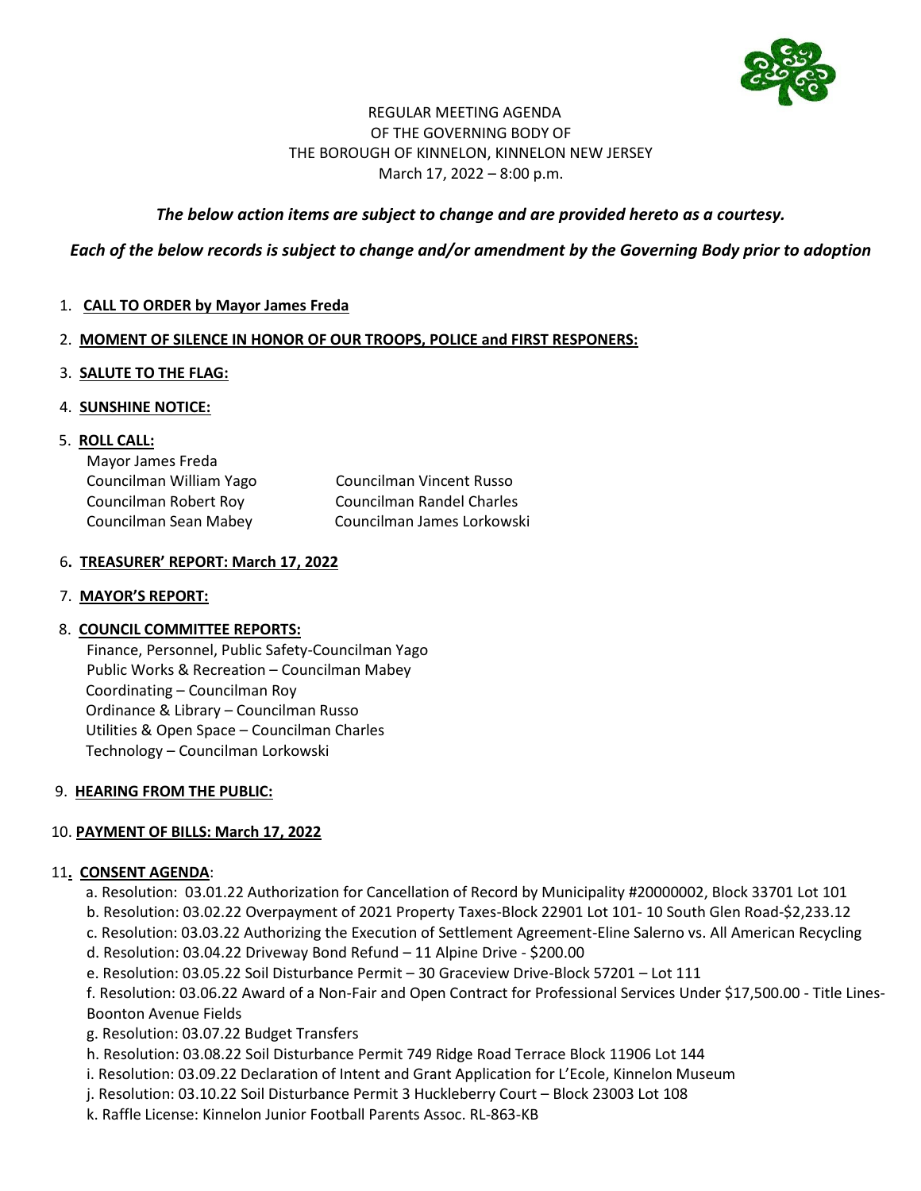REGULAR MEETING AGENDA
OF THE GOVERNING BODY OF
THE BOROUGH OF KINNELON, KINNELON NEW JERSEY
March 17, 2022 – 8:00 p.m.

***The below action items are subject to change and are provided hereto as a courtesy.***

***Each of the below records is subject to change and/or amendment by the Governing Body prior to adoption***

1. **CALL TO ORDER by Mayor James Freda**

2. **MOMENT OF SILENCE IN HONOR OF OUR TROOPS, POLICE and FIRST RESPONERS:**

3. **SALUTE TO THE FLAG:**

4. **SUNSHINE NOTICE:**

5. **ROLL CALL:**

   Mayor James Freda
   Councilman William Yago
   Councilman Vincent Russo
   Councilman Robert Roy
   Councilman Randel Charles
   Councilman Sean Mabey
   Councilman James Lorkowski

6. **TREASURER' REPORT: March 17, 2022**

7. **MAYOR'S REPORT:**

8. **COUNCIL COMMITTEE REPORTS:**

   Finance, Personnel, Public Safety-Councilman Yago
   Public Works & Recreation – Councilman Mabey
   Coordinating – Councilman Roy
   Ordinance & Library – Councilman Russo
   Utilities & Open Space – Councilman Charles
   Technology – Councilman Lorkowski

9. **HEARING FROM THE PUBLIC:**

10. **PAYMENT OF BILLS: March 17, 2022**

11. **CONSENT AGENDA**:

    a. Resolution: 03.01.22 Authorization for Cancellation of Record by Municipality #20000002, Block 33701 Lot 101
    b. Resolution: 03.02.22 Overpayment of 2021 Property Taxes-Block 22901 Lot 101- 10 South Glen Road-$2,233.12
    c. Resolution: 03.03.22 Authorizing the Execution of Settlement Agreement-Eline Salerno vs. All American Recycling
    d. Resolution: 03.04.22 Driveway Bond Refund – 11 Alpine Drive - $200.00
    e. Resolution: 03.05.22 Soil Disturbance Permit – 30 Graceview Drive-Block 57201 – Lot 111
    f. Resolution: 03.06.22 Award of a Non-Fair and Open Contract for Professional Services Under $17,500.00 - Title Lines-Boonton Avenue Fields
    g. Resolution: 03.07.22 Budget Transfers
    h. Resolution: 03.08.22 Soil Disturbance Permit 749 Ridge Road Terrace Block 11906 Lot 144
    i. Resolution: 03.09.22 Declaration of Intent and Grant Application for L'Ecole, Kinnelon Museum
    j. Resolution: 03.10.22 Soil Disturbance Permit 3 Huckleberry Court – Block 23003 Lot 108
    k. Raffle License: Kinnelon Junior Football Parents Assoc. RL-863-KB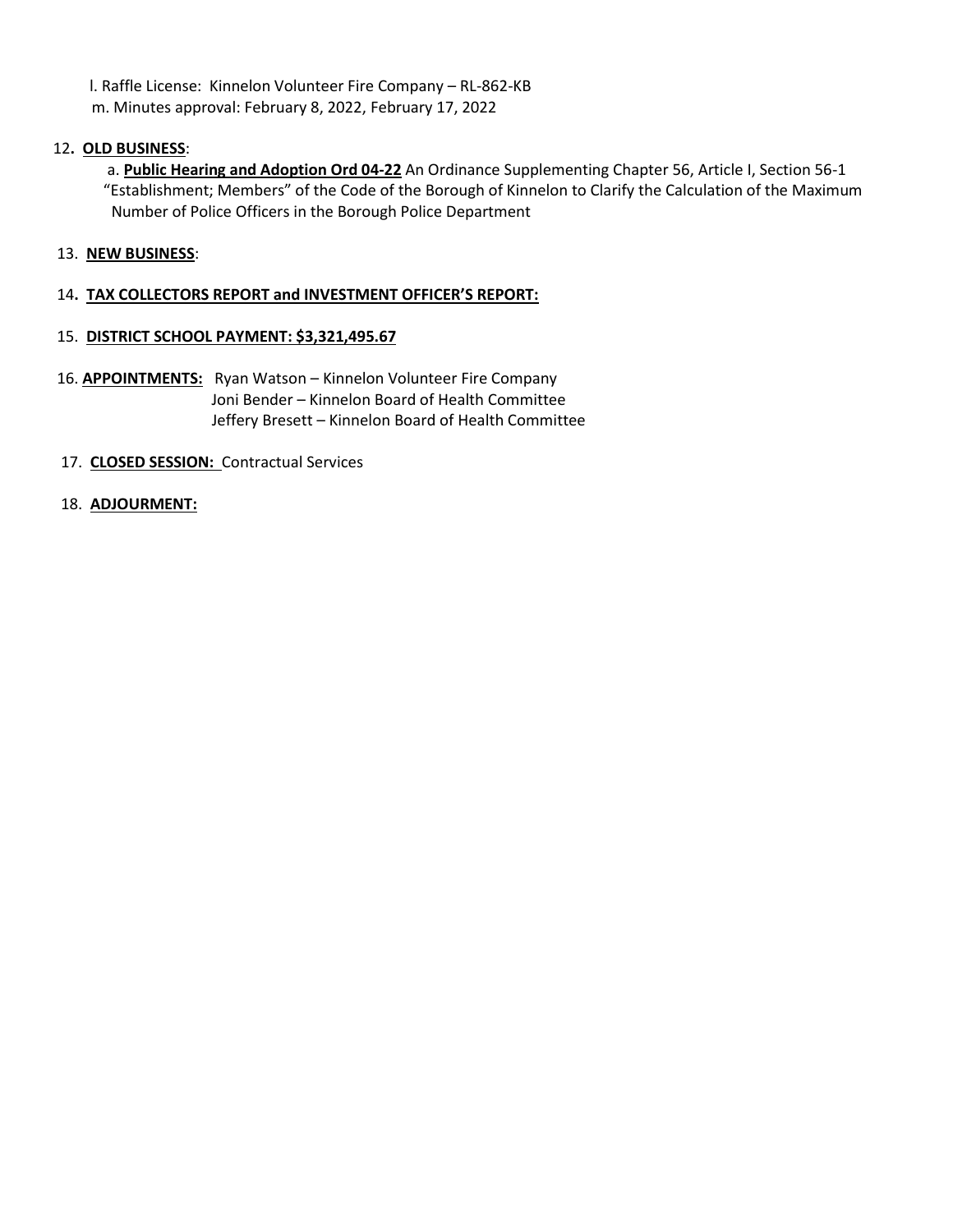l. Raffle License: Kinnelon Volunteer Fire Company – RL-862-KB
m. Minutes approval: February 8, 2022, February 17, 2022

12. **OLD BUSINESS**:

a. **Public Hearing and Adoption Ord 04-22** An Ordinance Supplementing Chapter 56, Article I, Section 56-1 "Establishment; Members" of the Code of the Borough of Kinnelon to Clarify the Calculation of the Maximum Number of Police Officers in the Borough Police Department

13. **NEW BUSINESS**:

14. **TAX COLLECTORS REPORT and INVESTMENT OFFICER'S REPORT:**

15. **DISTRICT SCHOOL PAYMENT: $3,321,495.67**

16. **APPOINTMENTS:** Ryan Watson – Kinnelon Volunteer Fire Company
Joni Bender – Kinnelon Board of Health Committee
Jeffery Bresett – Kinnelon Board of Health Committee

17. **CLOSED SESSION:** Contractual Services

18. **ADJOURMENT:**